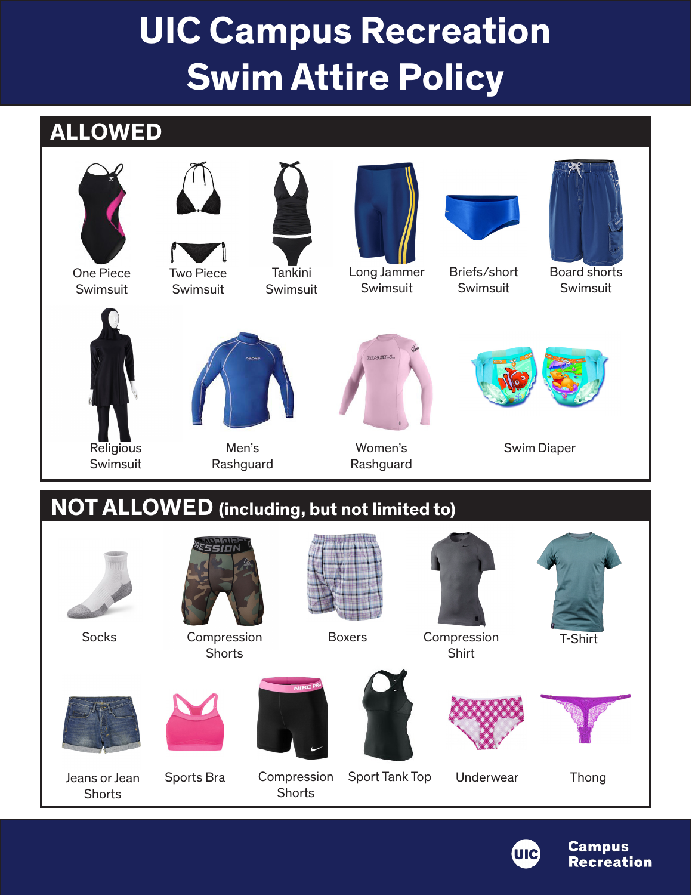# UIC Campus Recreation Swim Attire Policy

## ALLOWED

- One Piece Swimsuit
- Two Piece Swimsuit
- Tankini Swimsuit
- Long Jammer Swimsuit
- Briefs/short Swimsuit
- Board shorts Swimsuit
- Religious Swimsuit
- Men's Rashguard
- Women's Rashguard
- Swim Diaper

## NOT ALLOWED (including, but not limited to)

- Socks
- Compression Shorts
- Boxers
- Compression Shirt
- T-Shirt
- Jeans or Jean Shorts
- Sports Bra
- Compression Shorts
- Sport Tank Top
- Underwear
- Thong

UIC Campus Recreation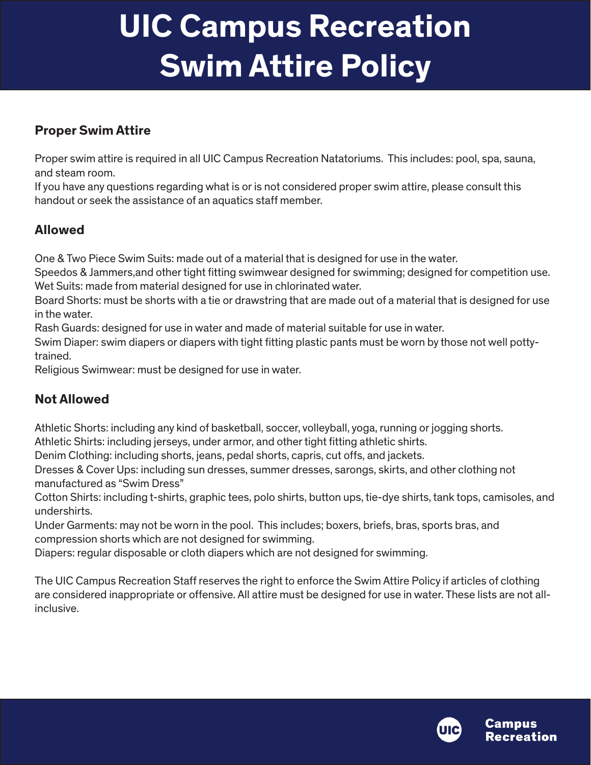# UIC Campus Recreation Swim Attire Policy

## Proper Swim Attire

Proper swim attire is required in all UIC Campus Recreation Natatoriums. This includes: pool, spa, sauna, and steam room.
If you have any questions regarding what is or is not considered proper swim attire, please consult this handout or seek the assistance of an aquatics staff member.

## Allowed

One & Two Piece Swim Suits: made out of a material that is designed for use in the water.
Speedos & Jammers,and other tight fitting swimwear designed for swimming; designed for competition use.
Wet Suits: made from material designed for use in chlorinated water.
Board Shorts: must be shorts with a tie or drawstring that are made out of a material that is designed for use in the water.
Rash Guards: designed for use in water and made of material suitable for use in water.
Swim Diaper: swim diapers or diapers with tight fitting plastic pants must be worn by those not well potty-trained.
Religious Swimwear: must be designed for use in water.

## Not Allowed

Athletic Shorts: including any kind of basketball, soccer, volleyball, yoga, running or jogging shorts.
Athletic Shirts: including jerseys, under armor, and other tight fitting athletic shirts.
Denim Clothing: including shorts, jeans, pedal shorts, capris, cut offs, and jackets.
Dresses & Cover Ups: including sun dresses, summer dresses, sarongs, skirts, and other clothing not manufactured as "Swim Dress"
Cotton Shirts: including t-shirts, graphic tees, polo shirts, button ups, tie-dye shirts, tank tops, camisoles, and undershirts.
Under Garments: may not be worn in the pool. This includes; boxers, briefs, bras, sports bras, and compression shorts which are not designed for swimming.
Diapers: regular disposable or cloth diapers which are not designed for swimming.

The UIC Campus Recreation Staff reserves the right to enforce the Swim Attire Policy if articles of clothing are considered inappropriate or offensive. All attire must be designed for use in water. These lists are not all-inclusive.